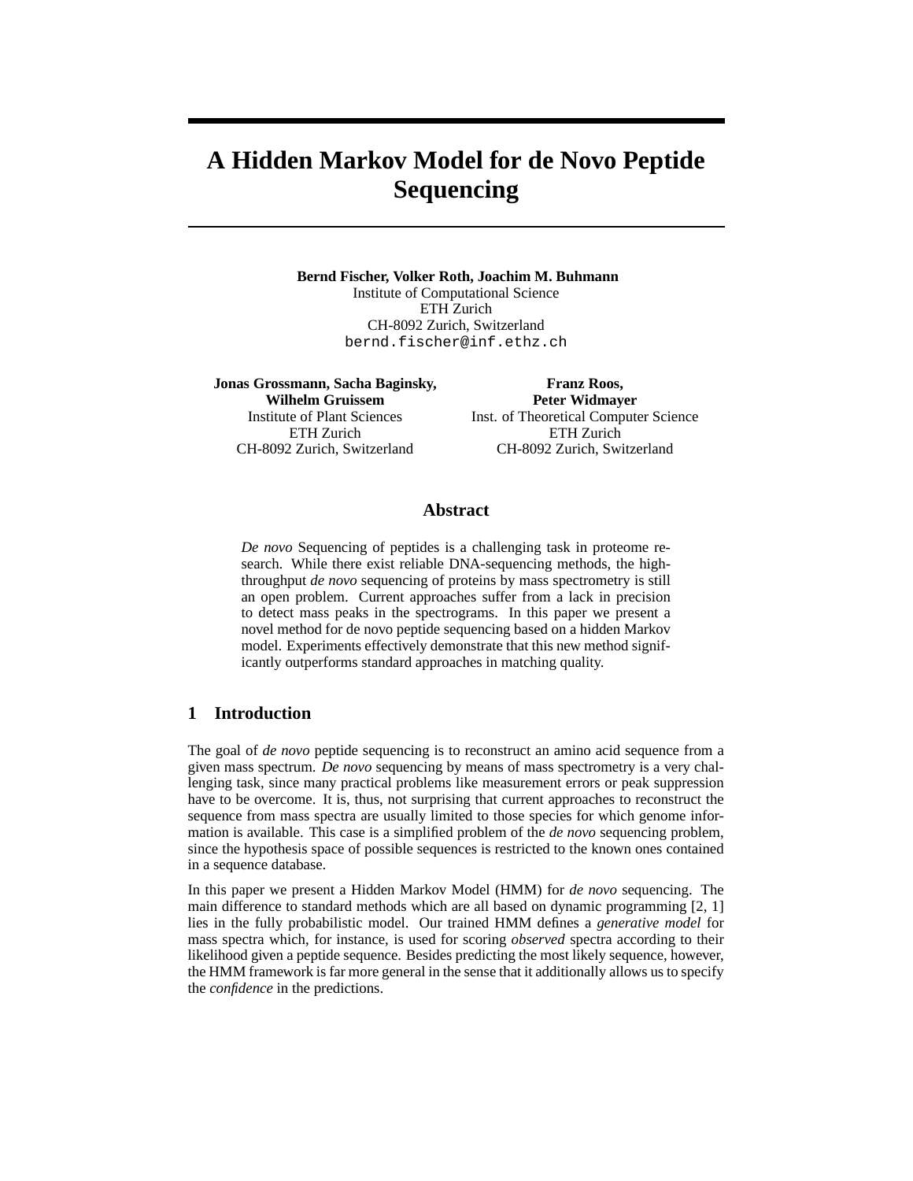# A Hidden Markov Model for de Novo Peptide Sequencing

**Bernd Fischer, Volker Roth, Joachim M. Buhmann**
Institute of Computational Science
ETH Zurich
CH-8092 Zurich, Switzerland
bernd.fischer@inf.ethz.ch

**Jonas Grossmann, Sacha Baginsky, Wilhelm Gruissem**
Institute of Plant Sciences
ETH Zurich
CH-8092 Zurich, Switzerland

**Franz Roos, Peter Widmayer**
Inst. of Theoretical Computer Science
ETH Zurich
CH-8092 Zurich, Switzerland

## Abstract

*De novo* Sequencing of peptides is a challenging task in proteome research. While there exist reliable DNA-sequencing methods, the high-throughput *de novo* sequencing of proteins by mass spectrometry is still an open problem. Current approaches suffer from a lack in precision to detect mass peaks in the spectrograms. In this paper we present a novel method for de novo peptide sequencing based on a hidden Markov model. Experiments effectively demonstrate that this new method significantly outperforms standard approaches in matching quality.

## 1 Introduction

The goal of *de novo* peptide sequencing is to reconstruct an amino acid sequence from a given mass spectrum. *De novo* sequencing by means of mass spectrometry is a very challenging task, since many practical problems like measurement errors or peak suppression have to be overcome. It is, thus, not surprising that current approaches to reconstruct the sequence from mass spectra are usually limited to those species for which genome information is available. This case is a simplified problem of the *de novo* sequencing problem, since the hypothesis space of possible sequences is restricted to the known ones contained in a sequence database.

In this paper we present a Hidden Markov Model (HMM) for *de novo* sequencing. The main difference to standard methods which are all based on dynamic programming [2, 1] lies in the fully probabilistic model. Our trained HMM defines a *generative model* for mass spectra which, for instance, is used for scoring *observed* spectra according to their likelihood given a peptide sequence. Besides predicting the most likely sequence, however, the HMM framework is far more general in the sense that it additionally allows us to specify the *confidence* in the predictions.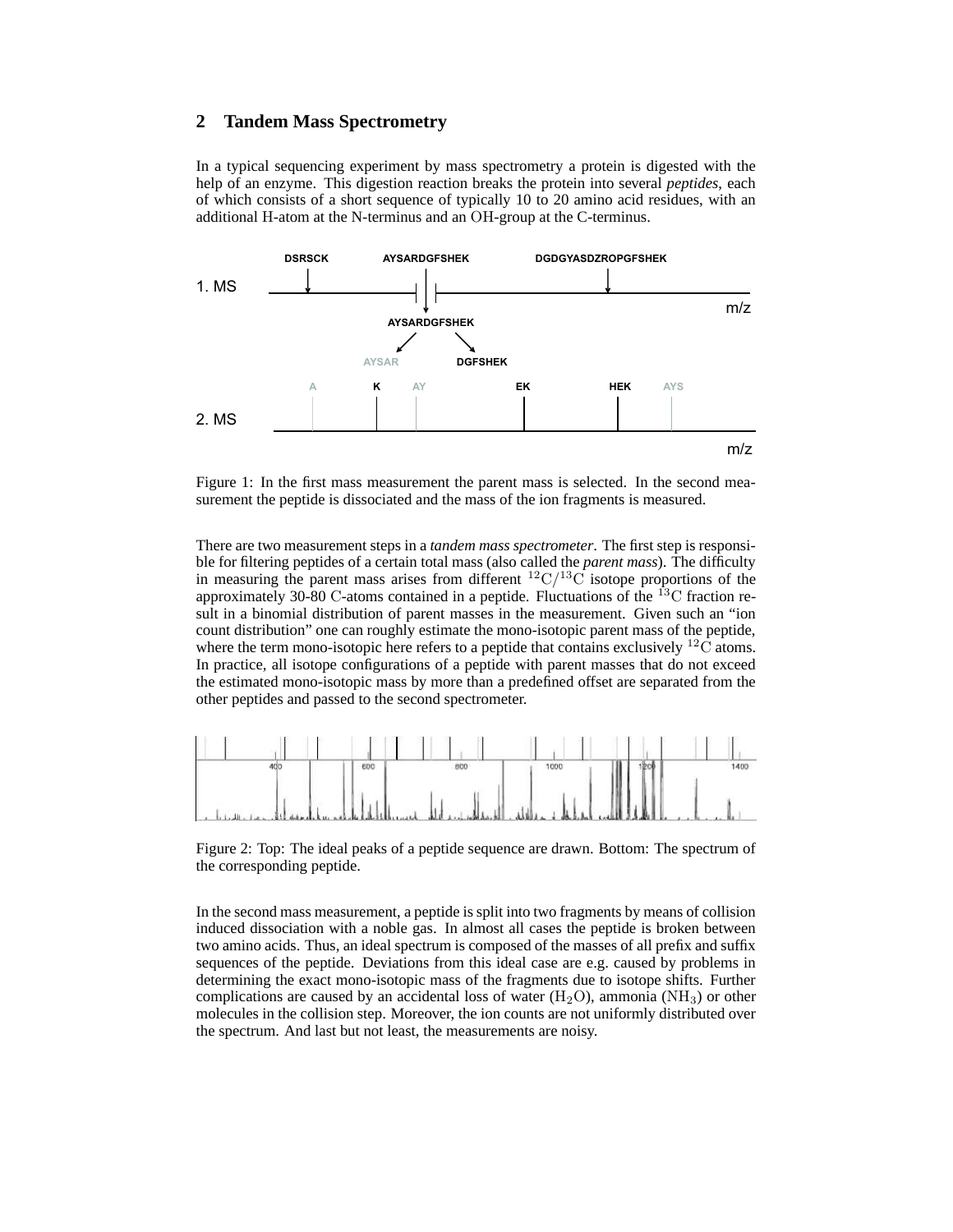## 2 Tandem Mass Spectrometry

In a typical sequencing experiment by mass spectrometry a protein is digested with the help of an enzyme. This digestion reaction breaks the protein into several *peptides*, each of which consists of a short sequence of typically 10 to 20 amino acid residues, with an additional H-atom at the N-terminus and an OH-group at the C-terminus.

Figure 1: In the first mass measurement the parent mass is selected. In the second measurement the peptide is dissociated and the mass of the ion fragments is measured.

There are two measurement steps in a *tandem mass spectrometer*. The first step is responsible for filtering peptides of a certain total mass (also called the *parent mass*). The difficulty in measuring the parent mass arises from different $^{12}C/^{13}C$ isotope proportions of the approximately 30-80 C-atoms contained in a peptide. Fluctuations of the $^{13}C$ fraction result in a binomial distribution of parent masses in the measurement. Given such an "ion count distribution" one can roughly estimate the mono-isotopic parent mass of the peptide, where the term mono-isotopic here refers to a peptide that contains exclusively $^{12}C$ atoms. In practice, all isotope configurations of a peptide with parent masses that do not exceed the estimated mono-isotopic mass by more than a predefined offset are separated from the other peptides and passed to the second spectrometer.

Figure 2: Top: The ideal peaks of a peptide sequence are drawn. Bottom: The spectrum of the corresponding peptide.

In the second mass measurement, a peptide is split into two fragments by means of collision induced dissociation with a noble gas. In almost all cases the peptide is broken between two amino acids. Thus, an ideal spectrum is composed of the masses of all prefix and suffix sequences of the peptide. Deviations from this ideal case are e.g. caused by problems in determining the exact mono-isotopic mass of the fragments due to isotope shifts. Further complications are caused by an accidental loss of water ($H_2O$), ammonia ($NH_3$) or other molecules in the collision step. Moreover, the ion counts are not uniformly distributed over the spectrum. And last but not least, the measurements are noisy.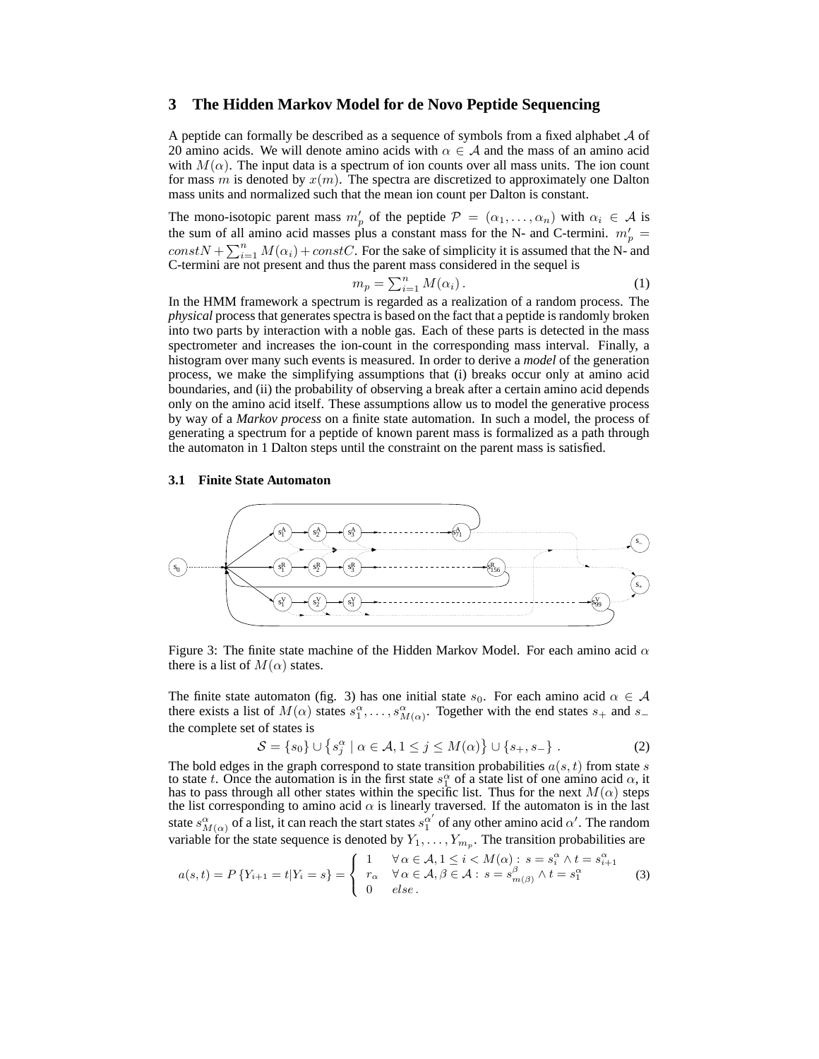## 3 The Hidden Markov Model for de Novo Peptide Sequencing

A peptide can formally be described as a sequence of symbols from a fixed alphabet $\mathcal{A}$ of 20 amino acids. We will denote amino acids with $\alpha \in \mathcal{A}$ and the mass of an amino acid with $M(\alpha)$. The input data is a spectrum of ion counts over all mass units. The ion count for mass $m$ is denoted by $x(m)$. The spectra are discretized to approximately one Dalton mass units and normalized such that the mean ion count per Dalton is constant.

The mono-isotopic parent mass $m'_p$ of the peptide $\mathcal{P} = (\alpha_1, \ldots, \alpha_n)$ with $\alpha_i \in \mathcal{A}$ is the sum of all amino acid masses plus a constant mass for the N- and C-termini. $m'_p = constN + \sum_{i=1}^{n} M(\alpha_i) + constC$. For the sake of simplicity it is assumed that the N- and C-termini are not present and thus the parent mass considered in the sequel is

$$m_p = \sum_{i=1}^{n} M(\alpha_i)\,. \tag{1}$$

In the HMM framework a spectrum is regarded as a realization of a random process. The *physical* process that generates spectra is based on the fact that a peptide is randomly broken into two parts by interaction with a noble gas. Each of these parts is detected in the mass spectrometer and increases the ion-count in the corresponding mass interval. Finally, a histogram over many such events is measured. In order to derive a *model* of the generation process, we make the simplifying assumptions that (i) breaks occur only at amino acid boundaries, and (ii) the probability of observing a break after a certain amino acid depends only on the amino acid itself. These assumptions allow us to model the generative process by way of a *Markov process* on a finite state automation. In such a model, the process of generating a spectrum for a peptide of known parent mass is formalized as a path through the automaton in 1 Dalton steps until the constraint on the parent mass is satisfied.

### 3.1 Finite State Automaton

Figure 3: The finite state machine of the Hidden Markov Model. For each amino acid $\alpha$ there is a list of $M(\alpha)$ states.

The finite state automaton (fig. 3) has one initial state $s_0$. For each amino acid $\alpha \in \mathcal{A}$ there exists a list of $M(\alpha)$ states $s_1^\alpha, \ldots, s_{M(\alpha)}^\alpha$. Together with the end states $s_+$ and $s_-$ the complete set of states is

$$\mathcal{S} = \{s_0\} \cup \left\{ s_j^\alpha \mid \alpha \in \mathcal{A}, 1 \leq j \leq M(\alpha) \right\} \cup \{s_+, s_-\}\ . \tag{2}$$

The bold edges in the graph correspond to state transition probabilities $a(s,t)$ from state $s$ to state $t$. Once the automation is in the first state $s_1^\alpha$ of a state list of one amino acid $\alpha$, it has to pass through all other states within the specific list. Thus for the next $M(\alpha)$ steps the list corresponding to amino acid $\alpha$ is linearly traversed. If the automaton is in the last state $s_{M(\alpha)}^\alpha$ of a list, it can reach the start states $s_1^{\alpha'}$ of any other amino acid $\alpha'$. The random variable for the state sequence is denoted by $Y_1, \ldots, Y_{m_p}$. The transition probabilities are

$$a(s,t) = P\left\{Y_{i+1} = t | Y_i = s\right\} = \begin{cases} 1 & \forall\, \alpha \in \mathcal{A}, 1 \leq i < M(\alpha) :\ s = s_i^\alpha \wedge t = s_{i+1}^\alpha \\ r_\alpha & \forall\, \alpha \in \mathcal{A}, \beta \in \mathcal{A} :\ s = s_{m(\beta)}^\beta \wedge t = s_1^\alpha \\ 0 & else\,. \end{cases} \tag{3}$$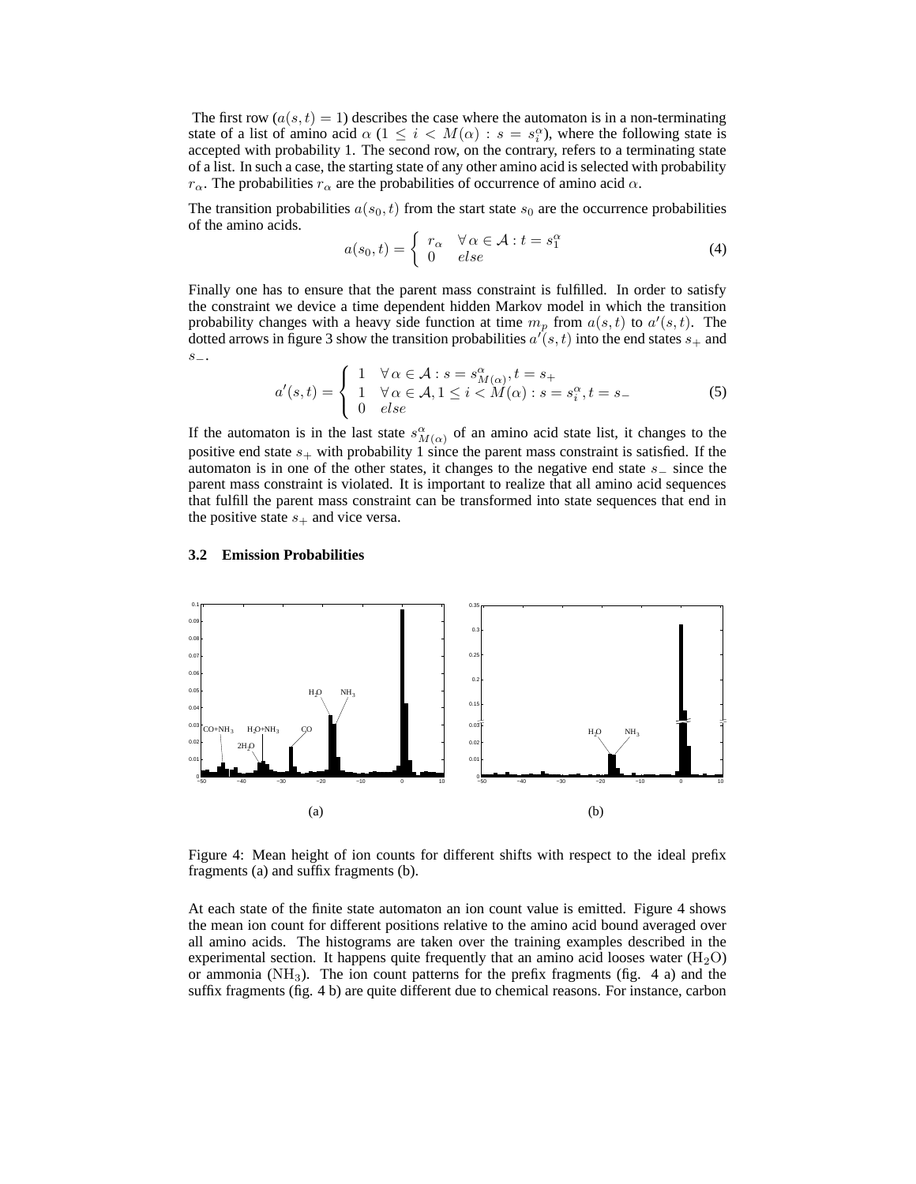The first row ($a(s,t) = 1$) describes the case where the automaton is in a non-terminating state of a list of amino acid $\alpha$ ($1 \leq i < M(\alpha) : s = s_i^\alpha$), where the following state is accepted with probability 1. The second row, on the contrary, refers to a terminating state of a list. In such a case, the starting state of any other amino acid is selected with probability $r_\alpha$. The probabilities $r_\alpha$ are the probabilities of occurrence of amino acid $\alpha$.

The transition probabilities $a(s_0, t)$ from the start state $s_0$ are the occurrence probabilities of the amino acids.

$$a(s_0, t) = \begin{cases} r_\alpha & \forall\, \alpha \in \mathcal{A} : t = s_1^\alpha \\ 0 & else \end{cases} \tag{4}$$

Finally one has to ensure that the parent mass constraint is fulfilled. In order to satisfy the constraint we device a time dependent hidden Markov model in which the transition probability changes with a heavy side function at time $m_p$ from $a(s,t)$ to $a'(s,t)$. The dotted arrows in figure 3 show the transition probabilities $a'(s,t)$ into the end states $s_+$ and $s_-$.

$$a'(s,t) = \begin{cases} 1 & \forall\, \alpha \in \mathcal{A} : s = s_{M(\alpha)}^\alpha, t = s_+ \\ 1 & \forall\, \alpha \in \mathcal{A}, 1 \leq i < M(\alpha) : s = s_i^\alpha, t = s_- \\ 0 & else \end{cases} \tag{5}$$

If the automaton is in the last state $s_{M(\alpha)}^\alpha$ of an amino acid state list, it changes to the positive end state $s_+$ with probability 1 since the parent mass constraint is satisfied. If the automaton is in one of the other states, it changes to the negative end state $s_-$ since the parent mass constraint is violated. It is important to realize that all amino acid sequences that fulfill the parent mass constraint can be transformed into state sequences that end in the positive state $s_+$ and vice versa.

### 3.2 Emission Probabilities

(a) (b)

Figure 4: Mean height of ion counts for different shifts with respect to the ideal prefix fragments (a) and suffix fragments (b).

At each state of the finite state automaton an ion count value is emitted. Figure 4 shows the mean ion count for different positions relative to the amino acid bound averaged over all amino acids. The histograms are taken over the training examples described in the experimental section. It happens quite frequently that an amino acid looses water ($H_2O$) or ammonia ($NH_3$). The ion count patterns for the prefix fragments (fig. 4 a) and the suffix fragments (fig. 4 b) are quite different due to chemical reasons. For instance, carbon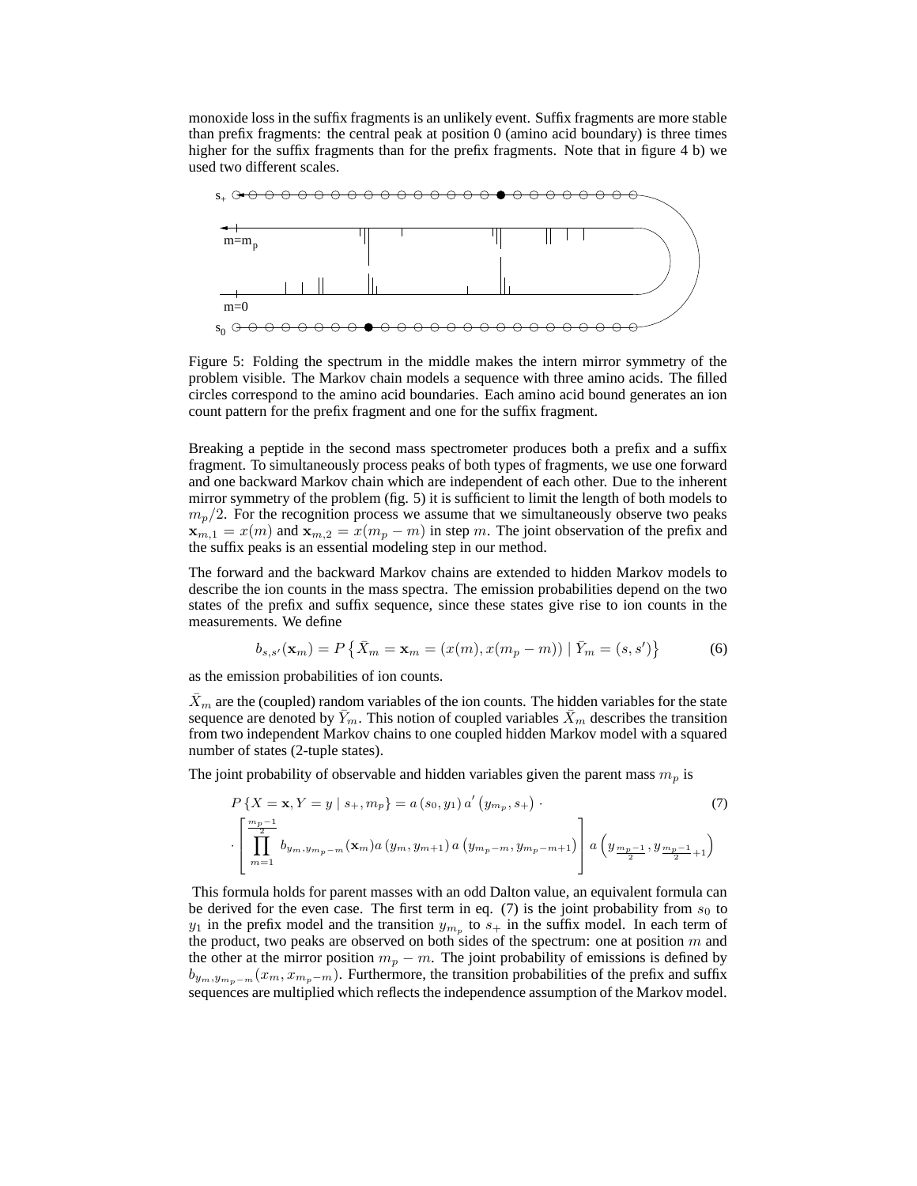monoxide loss in the suffix fragments is an unlikely event. Suffix fragments are more stable than prefix fragments: the central peak at position 0 (amino acid boundary) is three times higher for the suffix fragments than for the prefix fragments. Note that in figure 4 b) we used two different scales.

Figure 5: Folding the spectrum in the middle makes the intern mirror symmetry of the problem visible. The Markov chain models a sequence with three amino acids. The filled circles correspond to the amino acid boundaries. Each amino acid bound generates an ion count pattern for the prefix fragment and one for the suffix fragment.

Breaking a peptide in the second mass spectrometer produces both a prefix and a suffix fragment. To simultaneously process peaks of both types of fragments, we use one forward and one backward Markov chain which are independent of each other. Due to the inherent mirror symmetry of the problem (fig. 5) it is sufficient to limit the length of both models to $m_p/2$. For the recognition process we assume that we simultaneously observe two peaks $\mathbf{x}_{m,1} = x(m)$ and $\mathbf{x}_{m,2} = x(m_p - m)$ in step $m$. The joint observation of the prefix and the suffix peaks is an essential modeling step in our method.

The forward and the backward Markov chains are extended to hidden Markov models to describe the ion counts in the mass spectra. The emission probabilities depend on the two states of the prefix and suffix sequence, since these states give rise to ion counts in the measurements. We define

$$b_{s,s'}(\mathbf{x}_m) = P\left\{\bar{X}_m = \mathbf{x}_m = (x(m), x(m_p - m)) \mid \bar{Y}_m = (s, s')\right\} \tag{6}$$

as the emission probabilities of ion counts.

$\bar{X}_m$ are the (coupled) random variables of the ion counts. The hidden variables for the state sequence are denoted by $\bar{Y}_m$. This notion of coupled variables $\bar{X}_m$ describes the transition from two independent Markov chains to one coupled hidden Markov model with a squared number of states (2-tuple states).

The joint probability of observable and hidden variables given the parent mass $m_p$ is

$$\begin{aligned} P\left\{X = \mathbf{x}, Y = y \mid s_+, m_p\right\} &= a\left(s_0, y_1\right) a'\left(y_{m_p}, s_+\right) \cdot \\ \cdot &\left[\prod_{m=1}^{\frac{m_p-1}{2}} b_{y_m, y_{m_p-m}}(\mathbf{x}_m) a\left(y_m, y_{m+1}\right) a\left(y_{m_p-m}, y_{m_p-m+1}\right)\right] a\left(y_{\frac{m_p-1}{2}}, y_{\frac{m_p-1}{2}+1}\right) \end{aligned} \tag{7}$$

This formula holds for parent masses with an odd Dalton value, an equivalent formula can be derived for the even case. The first term in eq. (7) is the joint probability from $s_0$ to $y_1$ in the prefix model and the transition $y_{m_p}$ to $s_+$ in the suffix model. In each term of the product, two peaks are observed on both sides of the spectrum: one at position $m$ and the other at the mirror position $m_p - m$. The joint probability of emissions is defined by $b_{y_m, y_{m_p-m}}(x_m, x_{m_p-m})$. Furthermore, the transition probabilities of the prefix and suffix sequences are multiplied which reflects the independence assumption of the Markov model.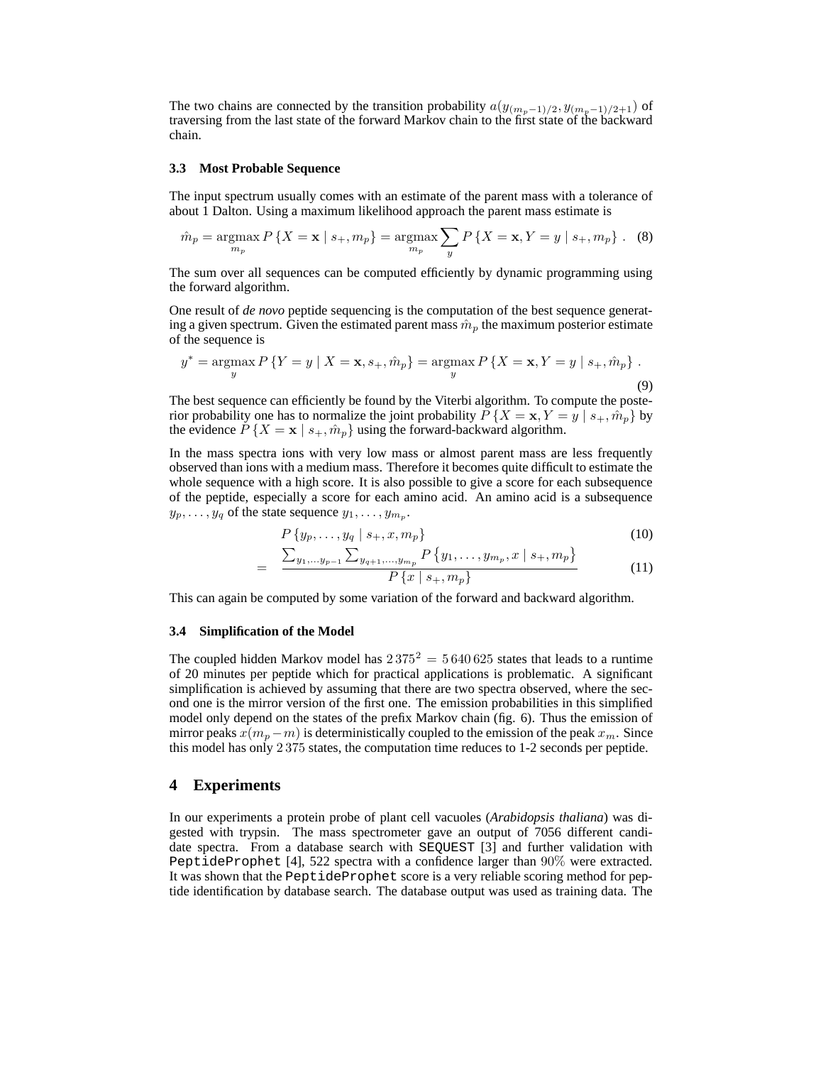The two chains are connected by the transition probability $a(y_{(m_p-1)/2}, y_{(m_p-1)/2+1})$ of traversing from the last state of the forward Markov chain to the first state of the backward chain.

### 3.3 Most Probable Sequence

The input spectrum usually comes with an estimate of the parent mass with a tolerance of about 1 Dalton. Using a maximum likelihood approach the parent mass estimate is

$$\hat{m}_p = \underset{m_p}{\operatorname{argmax}} P\{X = \mathbf{x} \mid s_+, m_p\} = \underset{m_p}{\operatorname{argmax}} \sum_y P\{X = \mathbf{x}, Y = y \mid s_+, m_p\} \ . \quad (8)$$

The sum over all sequences can be computed efficiently by dynamic programming using the forward algorithm.

One result of *de novo* peptide sequencing is the computation of the best sequence generating a given spectrum. Given the estimated parent mass $\hat{m}_p$ the maximum posterior estimate of the sequence is

$$y^* = \underset{y}{\operatorname{argmax}} P\{Y = y \mid X = \mathbf{x}, s_+, \hat{m}_p\} = \underset{y}{\operatorname{argmax}} P\{X = \mathbf{x}, Y = y \mid s_+, \hat{m}_p\} \ . \quad (9)$$

The best sequence can efficiently be found by the Viterbi algorithm. To compute the posterior probability one has to normalize the joint probability $P\{X = \mathbf{x}, Y = y \mid s_+, \hat{m}_p\}$ by the evidence $P\{X = \mathbf{x} \mid s_+, \hat{m}_p\}$ using the forward-backward algorithm.

In the mass spectra ions with very low mass or almost parent mass are less frequently observed than ions with a medium mass. Therefore it becomes quite difficult to estimate the whole sequence with a high score. It is also possible to give a score for each subsequence of the peptide, especially a score for each amino acid. An amino acid is a subsequence $y_p, \ldots, y_q$ of the state sequence $y_1, \ldots, y_{m_p}$.

$$P\{y_p, \ldots, y_q \mid s_+, x, m_p\} \quad (10)$$

$$= \frac{\sum_{y_1, \ldots y_{p-1}} \sum_{y_{q+1}, \ldots, y_{m_p}} P\{y_1, \ldots, y_{m_p}, x \mid s_+, m_p\}}{P\{x \mid s_+, m_p\}} \quad (11)$$

This can again be computed by some variation of the forward and backward algorithm.

### 3.4 Simplification of the Model

The coupled hidden Markov model has $2\,375^2 = 5\,640\,625$ states that leads to a runtime of 20 minutes per peptide which for practical applications is problematic. A significant simplification is achieved by assuming that there are two spectra observed, where the second one is the mirror version of the first one. The emission probabilities in this simplified model only depend on the states of the prefix Markov chain (fig. 6). Thus the emission of mirror peaks $x(m_p - m)$ is deterministically coupled to the emission of the peak $x_m$. Since this model has only $2\,375$ states, the computation time reduces to 1-2 seconds per peptide.

## 4 Experiments

In our experiments a protein probe of plant cell vacuoles (*Arabidopsis thaliana*) was digested with trypsin. The mass spectrometer gave an output of 7056 different candidate spectra. From a database search with `SEQUEST` [3] and further validation with `PeptideProphet` [4], 522 spectra with a confidence larger than $90\%$ were extracted. It was shown that the `PeptideProphet` score is a very reliable scoring method for peptide identification by database search. The database output was used as training data. The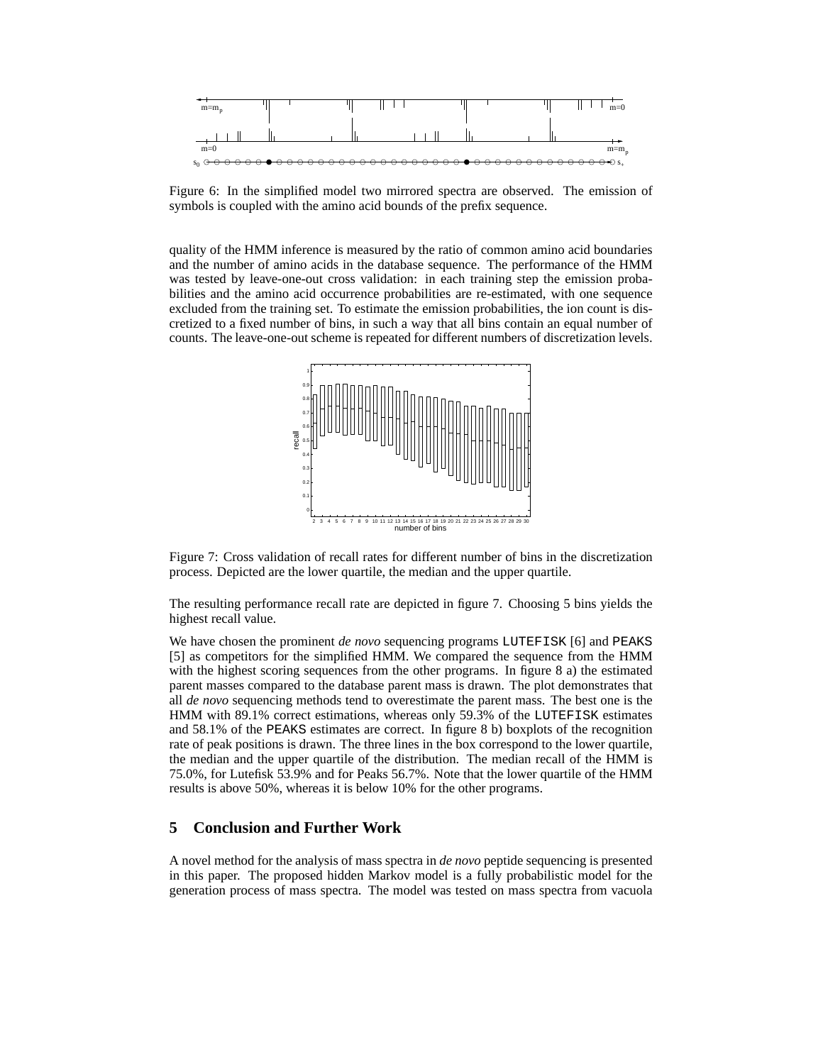Figure 6: In the simplified model two mirrored spectra are observed. The emission of symbols is coupled with the amino acid bounds of the prefix sequence.

quality of the HMM inference is measured by the ratio of common amino acid boundaries and the number of amino acids in the database sequence. The performance of the HMM was tested by leave-one-out cross validation: in each training step the emission probabilities and the amino acid occurrence probabilities are re-estimated, with one sequence excluded from the training set. To estimate the emission probabilities, the ion count is discretized to a fixed number of bins, in such a way that all bins contain an equal number of counts. The leave-one-out scheme is repeated for different numbers of discretization levels.

Figure 7: Cross validation of recall rates for different number of bins in the discretization process. Depicted are the lower quartile, the median and the upper quartile.

The resulting performance recall rate are depicted in figure 7. Choosing 5 bins yields the highest recall value.

We have chosen the prominent *de novo* sequencing programs LUTEFISK [6] and PEAKS [5] as competitors for the simplified HMM. We compared the sequence from the HMM with the highest scoring sequences from the other programs. In figure 8 a) the estimated parent masses compared to the database parent mass is drawn. The plot demonstrates that all *de novo* sequencing methods tend to overestimate the parent mass. The best one is the HMM with 89.1% correct estimations, whereas only 59.3% of the LUTEFISK estimates and 58.1% of the PEAKS estimates are correct. In figure 8 b) boxplots of the recognition rate of peak positions is drawn. The three lines in the box correspond to the lower quartile, the median and the upper quartile of the distribution. The median recall of the HMM is 75.0%, for Lutefisk 53.9% and for Peaks 56.7%. Note that the lower quartile of the HMM results is above 50%, whereas it is below 10% for the other programs.

## 5 Conclusion and Further Work

A novel method for the analysis of mass spectra in *de novo* peptide sequencing is presented in this paper. The proposed hidden Markov model is a fully probabilistic model for the generation process of mass spectra. The model was tested on mass spectra from vacuola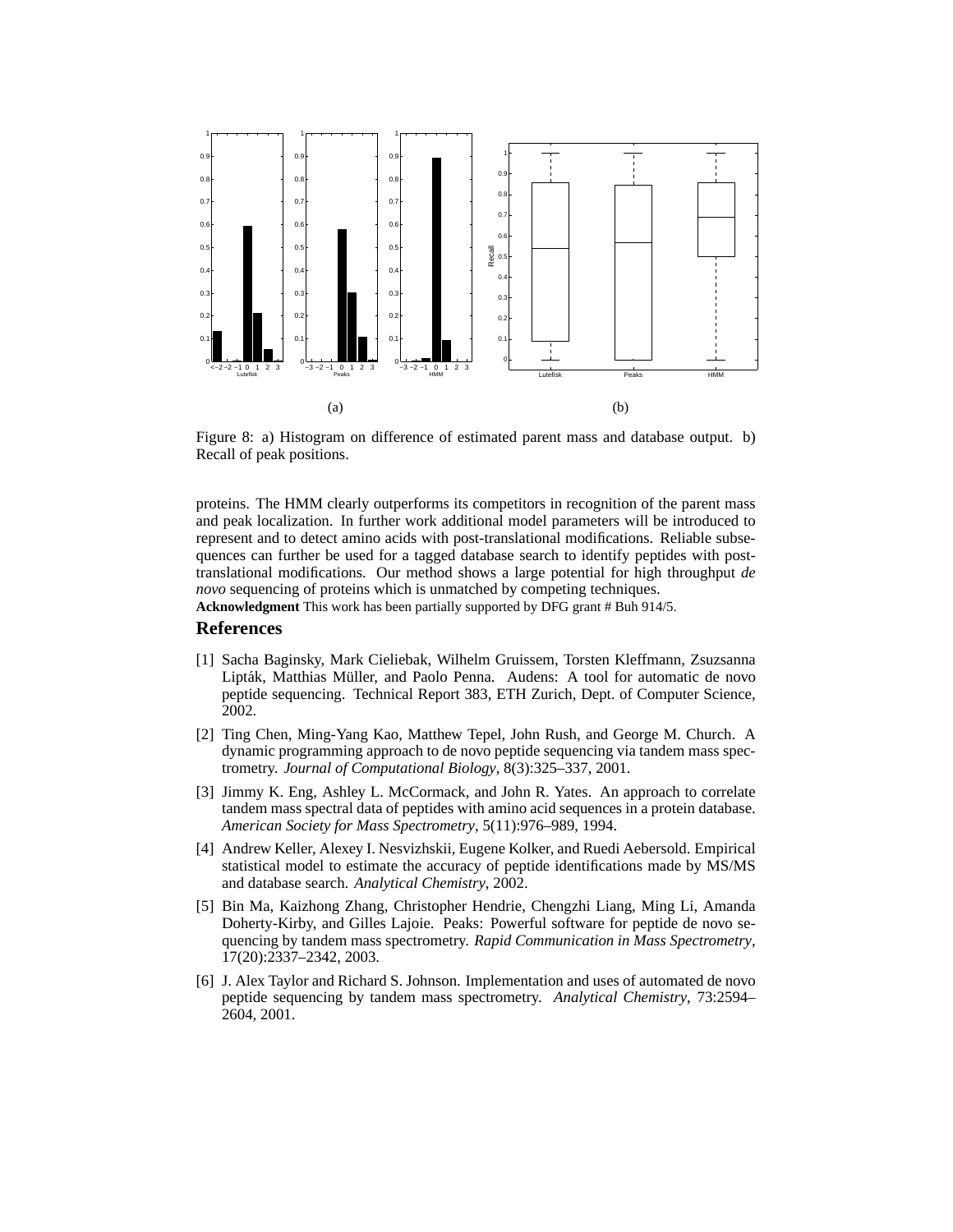1
0.9
0.8
0.7
0.6
0.5
0.4
0.3
0.2
0.1
0
<−2 −2 −1 0 1 2 3
Lutefisk

1
0.9
0.8
0.7
0.6
0.5
0.4
0.3
0.2
0.1
0
−3 −2 −1 0 1 2 3
Peaks

1
0.9
0.8
0.7
0.6
0.5
0.4
0.3
0.2
0.1
0
−3 −2 −1 0 1 2 3
HMM

(a)

Recall
1
0.9
0.8
0.7
0.6
0.5
0.4
0.3
0.2
0.1
0
Lutefisk Peaks HMM

(b)

Figure 8: a) Histogram on difference of estimated parent mass and database output. b) Recall of peak positions.

proteins. The HMM clearly outperforms its competitors in recognition of the parent mass and peak localization. In further work additional model parameters will be introduced to represent and to detect amino acids with post-translational modifications. Reliable subsequences can further be used for a tagged database search to identify peptides with post-translational modifications. Our method shows a large potential for high throughput *de novo* sequencing of proteins which is unmatched by competing techniques.

**Acknowledgment** This work has been partially supported by DFG grant # Buh 914/5.

## References

[1] Sacha Baginsky, Mark Cieliebak, Wilhelm Gruissem, Torsten Kleffmann, Zsuzsanna Lipták, Matthias Müller, and Paolo Penna. Audens: A tool for automatic de novo peptide sequencing. Technical Report 383, ETH Zurich, Dept. of Computer Science, 2002.

[2] Ting Chen, Ming-Yang Kao, Matthew Tepel, John Rush, and George M. Church. A dynamic programming approach to de novo peptide sequencing via tandem mass spectrometry. *Journal of Computational Biology*, 8(3):325–337, 2001.

[3] Jimmy K. Eng, Ashley L. McCormack, and John R. Yates. An approach to correlate tandem mass spectral data of peptides with amino acid sequences in a protein database. *American Society for Mass Spectrometry*, 5(11):976–989, 1994.

[4] Andrew Keller, Alexey I. Nesvizhskii, Eugene Kolker, and Ruedi Aebersold. Empirical statistical model to estimate the accuracy of peptide identifications made by MS/MS and database search. *Analytical Chemistry*, 2002.

[5] Bin Ma, Kaizhong Zhang, Christopher Hendrie, Chengzhi Liang, Ming Li, Amanda Doherty-Kirby, and Gilles Lajoie. Peaks: Powerful software for peptide de novo sequencing by tandem mass spectrometry. *Rapid Communication in Mass Spectrometry*, 17(20):2337–2342, 2003.

[6] J. Alex Taylor and Richard S. Johnson. Implementation and uses of automated de novo peptide sequencing by tandem mass spectrometry. *Analytical Chemistry*, 73:2594–2604, 2001.